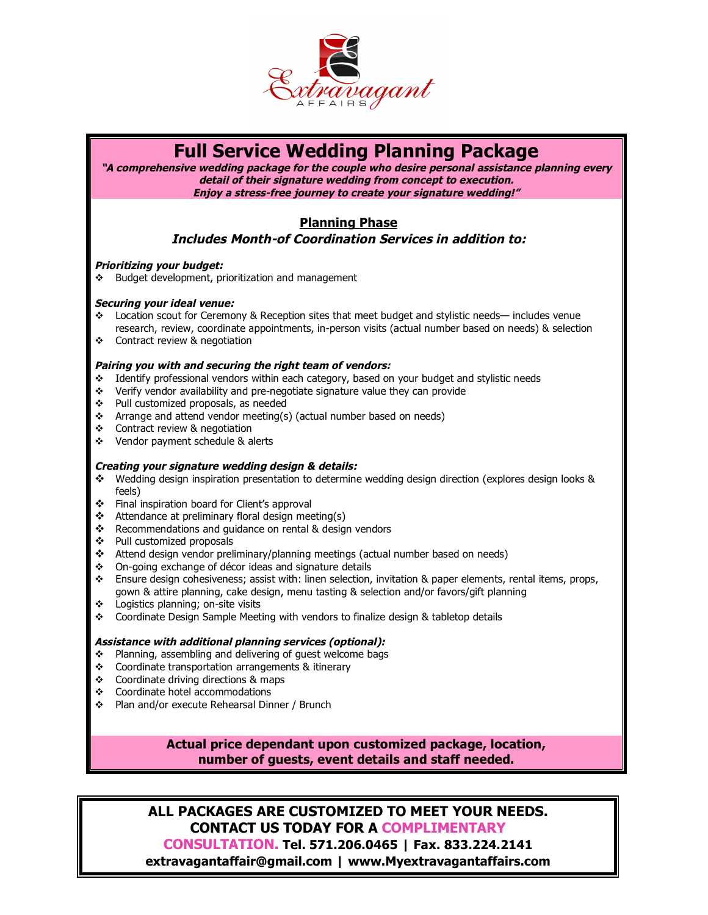Extravagant AFFAIRS

# Full Service Wedding Planning Package

***"A comprehensive wedding package for the couple who desire personal assistance planning every detail of their signature wedding from concept to execution. Enjoy a stress-free journey to create your signature wedding!"***

## Planning Phase

### *Includes Month-of Coordination Services in addition to:*

***Prioritizing your budget:***

- Budget development, prioritization and management

***Securing your ideal venue:***

- Location scout for Ceremony & Reception sites that meet budget and stylistic needs— includes venue research, review, coordinate appointments, in-person visits (actual number based on needs) & selection
- Contract review & negotiation

***Pairing you with and securing the right team of vendors:***

- Identify professional vendors within each category, based on your budget and stylistic needs
- Verify vendor availability and pre-negotiate signature value they can provide
- Pull customized proposals, as needed
- Arrange and attend vendor meeting(s) (actual number based on needs)
- Contract review & negotiation
- Vendor payment schedule & alerts

***Creating your signature wedding design & details:***

- Wedding design inspiration presentation to determine wedding design direction (explores design looks & feels)
- Final inspiration board for Client's approval
- Attendance at preliminary floral design meeting(s)
- Recommendations and guidance on rental & design vendors
- Pull customized proposals
- Attend design vendor preliminary/planning meetings (actual number based on needs)
- On-going exchange of décor ideas and signature details
- Ensure design cohesiveness; assist with: linen selection, invitation & paper elements, rental items, props, gown & attire planning, cake design, menu tasting & selection and/or favors/gift planning
- Logistics planning; on-site visits
- Coordinate Design Sample Meeting with vendors to finalize design & tabletop details

***Assistance with additional planning services (optional):***

- Planning, assembling and delivering of guest welcome bags
- Coordinate transportation arrangements & itinerary
- Coordinate driving directions & maps
- Coordinate hotel accommodations
- Plan and/or execute Rehearsal Dinner / Brunch

**Actual price dependant upon customized package, location, number of guests, event details and staff needed.**

**ALL PACKAGES ARE CUSTOMIZED TO MEET YOUR NEEDS. CONTACT US TODAY FOR A COMPLIMENTARY CONSULTATION. Tel. 571.206.0465 | Fax. 833.224.2141**
**extravagantaffair@gmail.com | www.Myextravagantaffairs.com**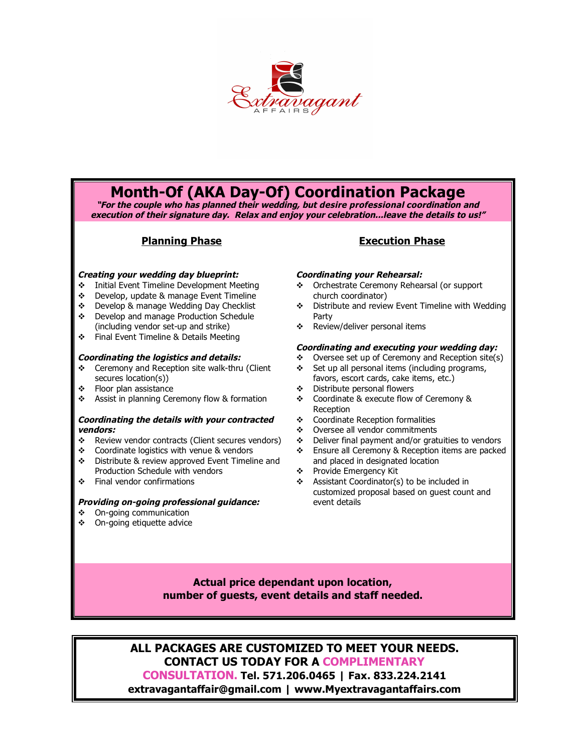Extravagant AFFAIRS

# Month-Of (AKA Day-Of) Coordination Package

***"For the couple who has planned their wedding, but desire professional coordination and execution of their signature day. Relax and enjoy your celebration…leave the details to us!"***

## Planning Phase

***Creating your wedding day blueprint:***

- Initial Event Timeline Development Meeting
- Develop, update & manage Event Timeline
- Develop & manage Wedding Day Checklist
- Develop and manage Production Schedule (including vendor set-up and strike)
- Final Event Timeline & Details Meeting

***Coordinating the logistics and details:***

- Ceremony and Reception site walk-thru (Client secures location(s))
- Floor plan assistance
- Assist in planning Ceremony flow & formation

***Coordinating the details with your contracted vendors:***

- Review vendor contracts (Client secures vendors)
- Coordinate logistics with venue & vendors
- Distribute & review approved Event Timeline and Production Schedule with vendors
- Final vendor confirmations

***Providing on-going professional guidance:***

- On-going communication
- On-going etiquette advice

## Execution Phase

***Coordinating your Rehearsal:***

- Orchestrate Ceremony Rehearsal (or support church coordinator)
- Distribute and review Event Timeline with Wedding Party
- Review/deliver personal items

***Coordinating and executing your wedding day:***

- Oversee set up of Ceremony and Reception site(s)
- Set up all personal items (including programs, favors, escort cards, cake items, etc.)
- Distribute personal flowers
- Coordinate & execute flow of Ceremony & Reception
- Coordinate Reception formalities
- Oversee all vendor commitments
- Deliver final payment and/or gratuities to vendors
- Ensure all Ceremony & Reception items are packed and placed in designated location
- Provide Emergency Kit
- Assistant Coordinator(s) to be included in customized proposal based on guest count and event details

**Actual price dependant upon location, number of guests, event details and staff needed.**

**ALL PACKAGES ARE CUSTOMIZED TO MEET YOUR NEEDS. CONTACT US TODAY FOR A COMPLIMENTARY CONSULTATION. Tel. 571.206.0465 | Fax. 833.224.2141**
**extravagantaffair@gmail.com | www.Myextravagantaffairs.com**